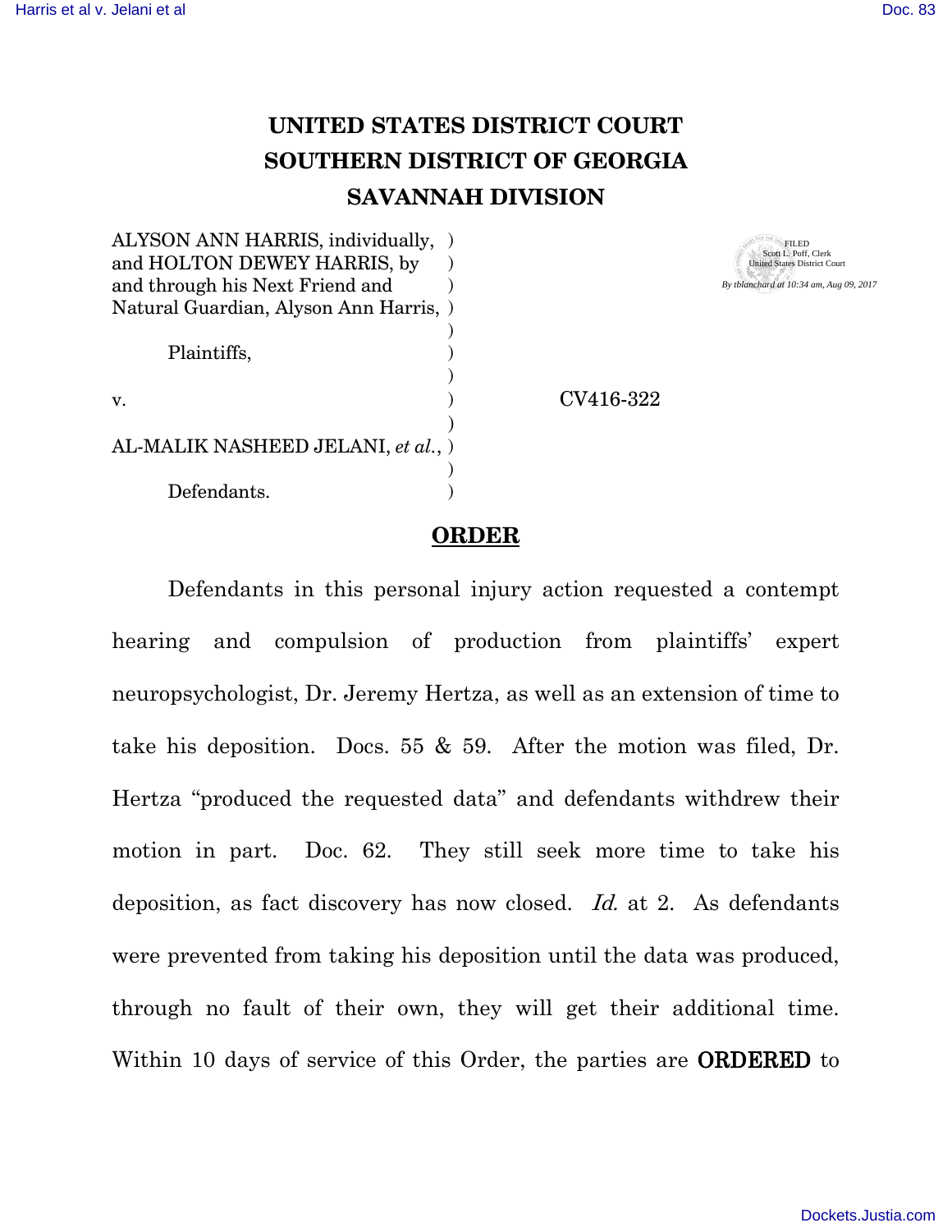# UNITED STATES DISTRICT COURT
# SOUTHERN DISTRICT OF GEORGIA
# SAVANNAH DIVISION

ALYSON ANN HARRIS, individually, and HOLTON DEWEY HARRIS, by and through his Next Friend and Natural Guardian, Alyson Ann Harris,

Plaintiffs,

v.

AL-MALIK NASHEED JELANI, *et al.*,

Defendants.

CV416-322

FILED
Scott L. Poff, Clerk
United States District Court
By tblanchard at 10:34 am, Aug 09, 2017

## ORDER

Defendants in this personal injury action requested a contempt hearing and compulsion of production from plaintiffs' expert neuropsychologist, Dr. Jeremy Hertza, as well as an extension of time to take his deposition. Docs. 55 & 59. After the motion was filed, Dr. Hertza "produced the requested data" and defendants withdrew their motion in part. Doc. 62. They still seek more time to take his deposition, as fact discovery has now closed. *Id.* at 2. As defendants were prevented from taking his deposition until the data was produced, through no fault of their own, they will get their additional time. Within 10 days of service of this Order, the parties are **ORDERED** to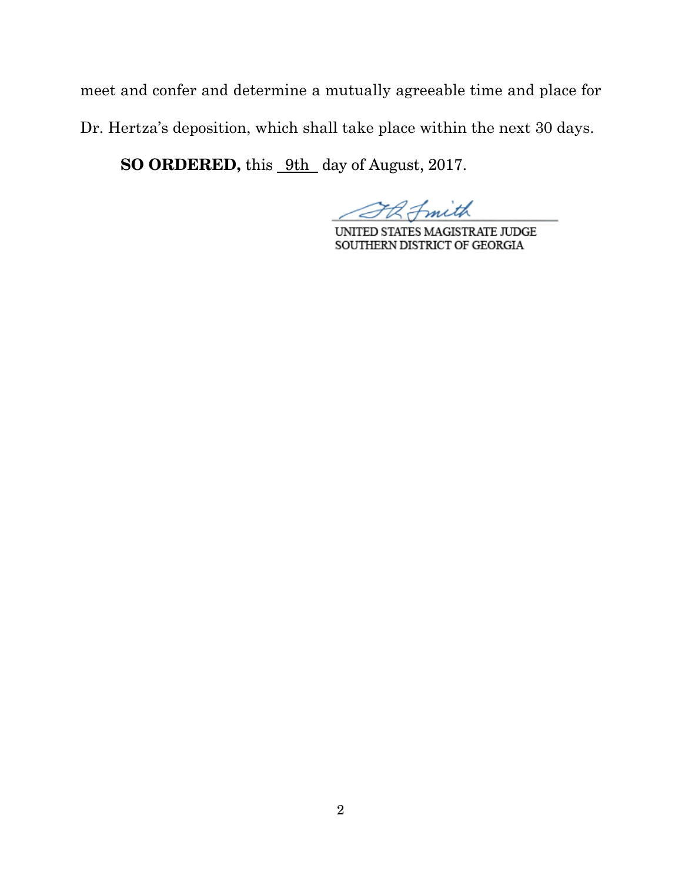meet and confer and determine a mutually agreeable time and place for Dr. Hertza's deposition, which shall take place within the next 30 days.

**SO ORDERED,** this 9th day of August, 2017.

UNITED STATES MAGISTRATE JUDGE
SOUTHERN DISTRICT OF GEORGIA